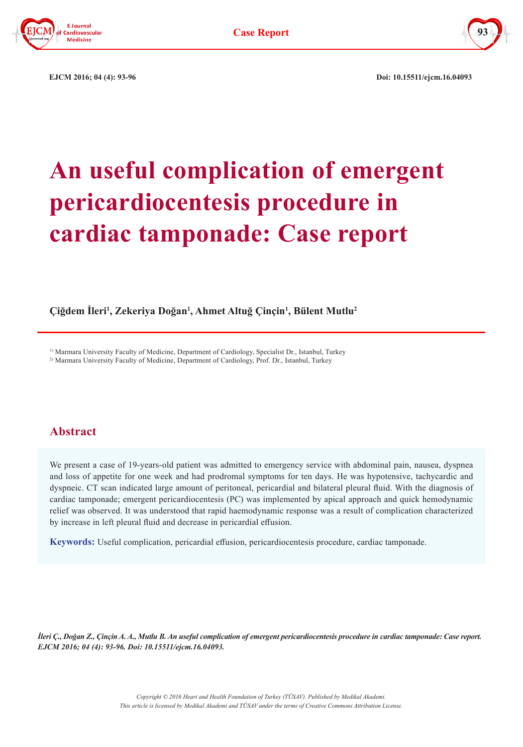EJCM 2016; 04 (4): 93-96

Doi: 10.15511/ejcm.16.04093

# An useful complication of emergent pericardiocentesis procedure in cardiac tamponade: Case report

**Çiğdem İleri[1], Zekeriya Doğan[1], Ahmet Altuğ Çinçin[1], Bülent Mutlu[2]**

[1] Marmara University Faculty of Medicine, Department of Cardiology, Specialist Dr., Istanbul, Turkey
[2] Marmara University Faculty of Medicine, Department of Cardiology, Prof. Dr., Istanbul, Turkey

## Abstract

We present a case of 19-years-old patient was admitted to emergency service with abdominal pain, nausea, dyspnea and loss of appetite for one week and had prodromal symptoms for ten days. He was hypotensive, tachycardic and dyspneic. CT scan indicated large amount of peritoneal, pericardial and bilateral pleural fluid. With the diagnosis of cardiac tamponade; emergent pericardiocentesis (PC) was implemented by apical approach and quick hemodynamic relief was observed. It was understood that rapid haemodynamic response was a result of complication characterized by increase in left pleural fluid and decrease in pericardial effusion.

**Keywords:** Useful complication, pericardial effusion, pericardiocentesis procedure, cardiac tamponade.

*İleri Ç., Doğan Z., Çinçin A. A., Mutlu B. An useful complication of emergent pericardiocentesis procedure in cardiac tamponade: Case report. EJCM 2016; 04 (4): 93-96. Doi: 10.15511/ejcm.16.04093.*

*Copyright © 2016 Heart and Health Foundation of Turkey (TÜSAV). Published by Medikal Akademi.*
*This article is licensed by Medikal Akademi and TÜSAV under the terms of Creative Commons Attribution License.*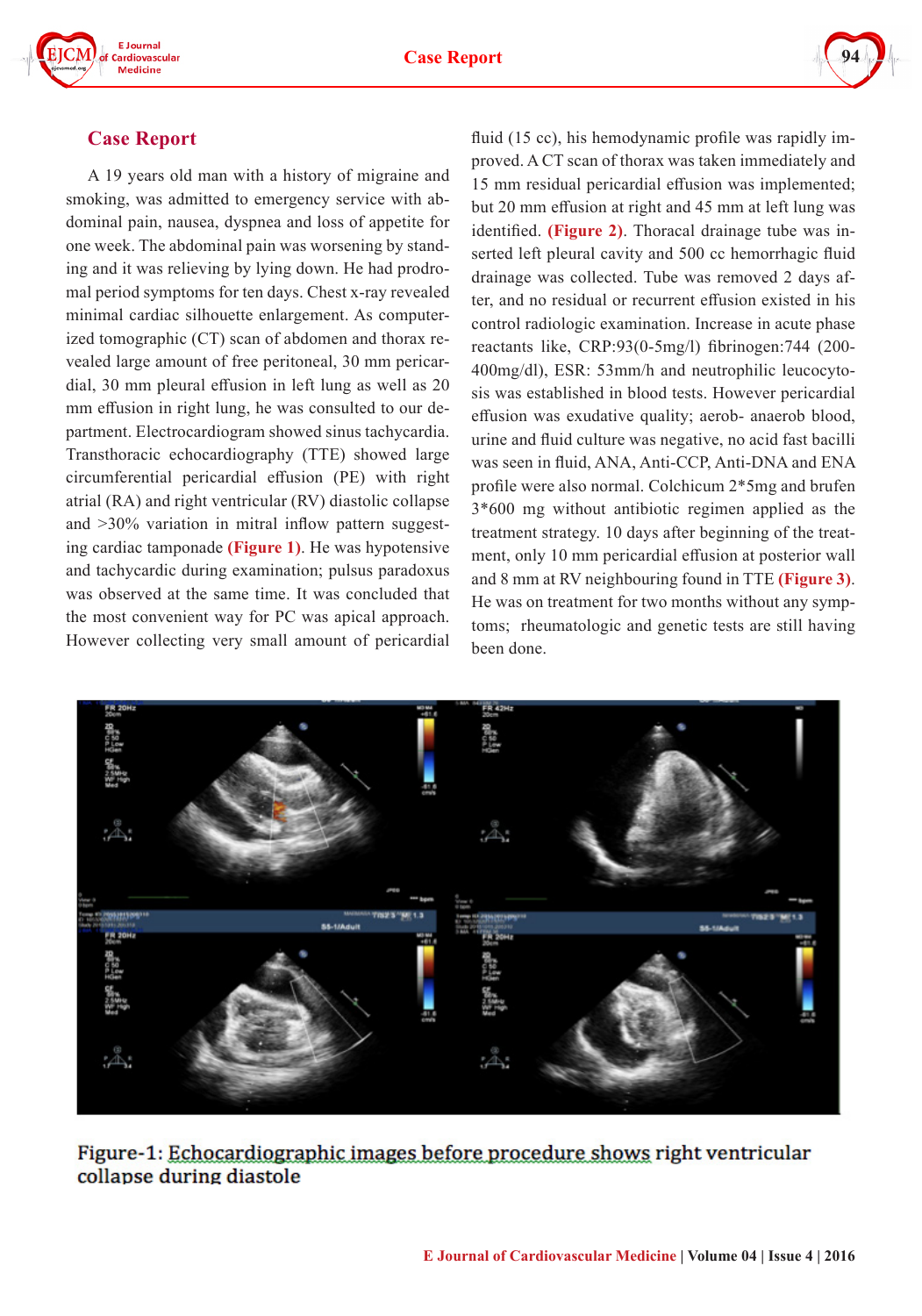## Case Report

A 19 years old man with a history of migraine and smoking, was admitted to emergency service with abdominal pain, nausea, dyspnea and loss of appetite for one week. The abdominal pain was worsening by standing and it was relieving by lying down. He had prodromal period symptoms for ten days. Chest x-ray revealed minimal cardiac silhouette enlargement. As computerized tomographic (CT) scan of abdomen and thorax revealed large amount of free peritoneal, 30 mm pericardial, 30 mm pleural effusion in left lung as well as 20 mm effusion in right lung, he was consulted to our department. Electrocardiogram showed sinus tachycardia. Transthoracic echocardiography (TTE) showed large circumferential pericardial effusion (PE) with right atrial (RA) and right ventricular (RV) diastolic collapse and >30% variation in mitral inflow pattern suggesting cardiac tamponade **(Figure 1)**. He was hypotensive and tachycardic during examination; pulsus paradoxus was observed at the same time. It was concluded that the most convenient way for PC was apical approach. However collecting very small amount of pericardial fluid (15 cc), his hemodynamic profile was rapidly improved. A CT scan of thorax was taken immediately and 15 mm residual pericardial effusion was implemented; but 20 mm effusion at right and 45 mm at left lung was identified. **(Figure 2)**. Thoracal drainage tube was inserted left pleural cavity and 500 cc hemorrhagic fluid drainage was collected. Tube was removed 2 days after, and no residual or recurrent effusion existed in his control radiologic examination. Increase in acute phase reactants like, CRP:93(0-5mg/l) fibrinogen:744 (200-400mg/dl), ESR: 53mm/h and neutrophilic leucocytosis was established in blood tests. However pericardial effusion was exudative quality; aerob- anaerob blood, urine and fluid culture was negative, no acid fast bacilli was seen in fluid, ANA, Anti-CCP, Anti-DNA and ENA profile were also normal. Colchicum 2*5mg and brufen 3*600 mg without antibiotic regimen applied as the treatment strategy. 10 days after beginning of the treatment, only 10 mm pericardial effusion at posterior wall and 8 mm at RV neighbouring found in TTE **(Figure 3)**. He was on treatment for two months without any symptoms; rheumatologic and genetic tests are still having been done.

Figure-1: Echocardiographic images before procedure shows right ventricular collapse during diastole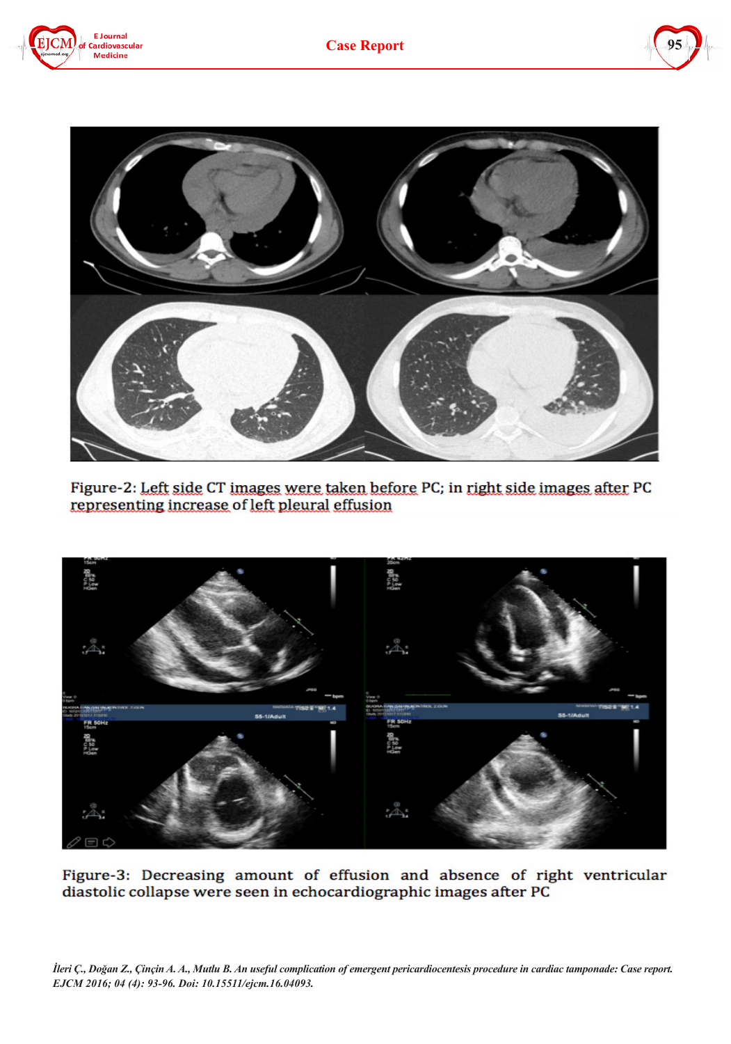Figure-2: Left side CT images were taken before PC; in right side images after PC representing increase of left pleural effusion

Figure-3: Decreasing amount of effusion and absence of right ventricular diastolic collapse were seen in echocardiographic images after PC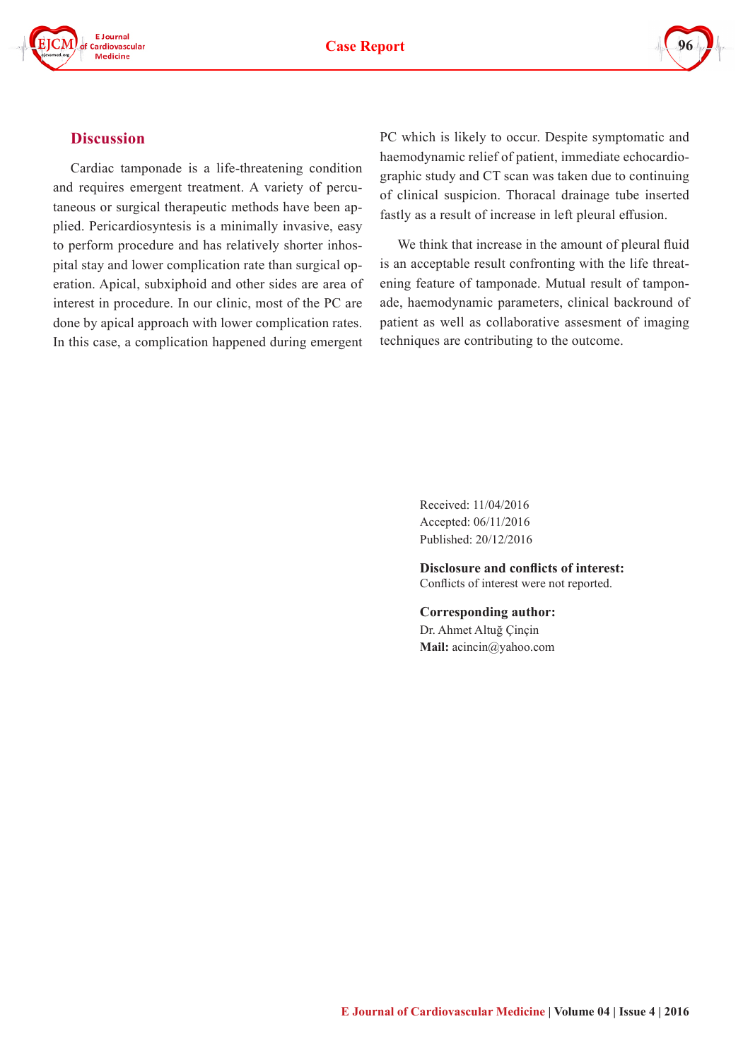## Discussion

Cardiac tamponade is a life-threatening condition and requires emergent treatment. A variety of percutaneous or surgical therapeutic methods have been applied. Pericardiosyntesis is a minimally invasive, easy to perform procedure and has relatively shorter inhospital stay and lower complication rate than surgical operation. Apical, subxiphoid and other sides are area of interest in procedure. In our clinic, most of the PC are done by apical approach with lower complication rates. In this case, a complication happened during emergent PC which is likely to occur. Despite symptomatic and haemodynamic relief of patient, immediate echocardiographic study and CT scan was taken due to continuing of clinical suspicion. Thoracal drainage tube inserted fastly as a result of increase in left pleural effusion.

We think that increase in the amount of pleural fluid is an acceptable result confronting with the life threatening feature of tamponade. Mutual result of tamponade, haemodynamic parameters, clinical backround of patient as well as collaborative assesment of imaging techniques are contributing to the outcome.

Received: 11/04/2016
Accepted: 06/11/2016
Published: 20/12/2016

**Disclosure and conflicts of interest:**
Conflicts of interest were not reported.

**Corresponding author:**
Dr. Ahmet Altuğ Çinçin
**Mail:** acincin@yahoo.com